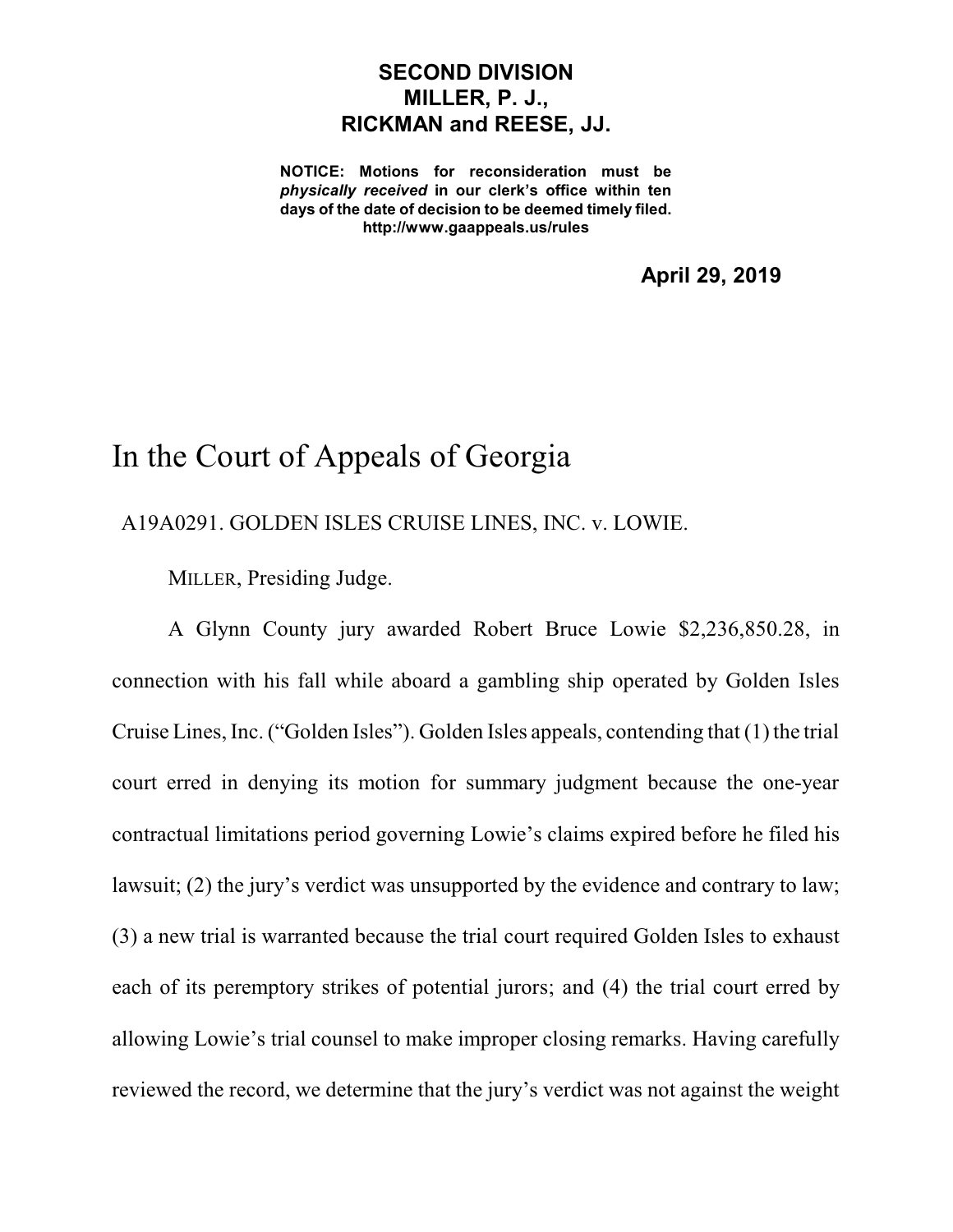**SECOND DIVISION**
**MILLER, P. J.,**
**RICKMAN and REESE, JJ.**

**NOTICE: Motions for reconsideration must be *physically received* in our clerk's office within ten days of the date of decision to be deemed timely filed.**
**http://www.gaappeals.us/rules**

**April 29, 2019**

# In the Court of Appeals of Georgia

A19A0291. GOLDEN ISLES CRUISE LINES, INC. v. LOWIE.

MILLER, Presiding Judge.

A Glynn County jury awarded Robert Bruce Lowie $2,236,850.28, in connection with his fall while aboard a gambling ship operated by Golden Isles Cruise Lines, Inc. ("Golden Isles"). Golden Isles appeals, contending that (1) the trial court erred in denying its motion for summary judgment because the one-year contractual limitations period governing Lowie's claims expired before he filed his lawsuit; (2) the jury's verdict was unsupported by the evidence and contrary to law; (3) a new trial is warranted because the trial court required Golden Isles to exhaust each of its peremptory strikes of potential jurors; and (4) the trial court erred by allowing Lowie's trial counsel to make improper closing remarks. Having carefully reviewed the record, we determine that the jury's verdict was not against the weight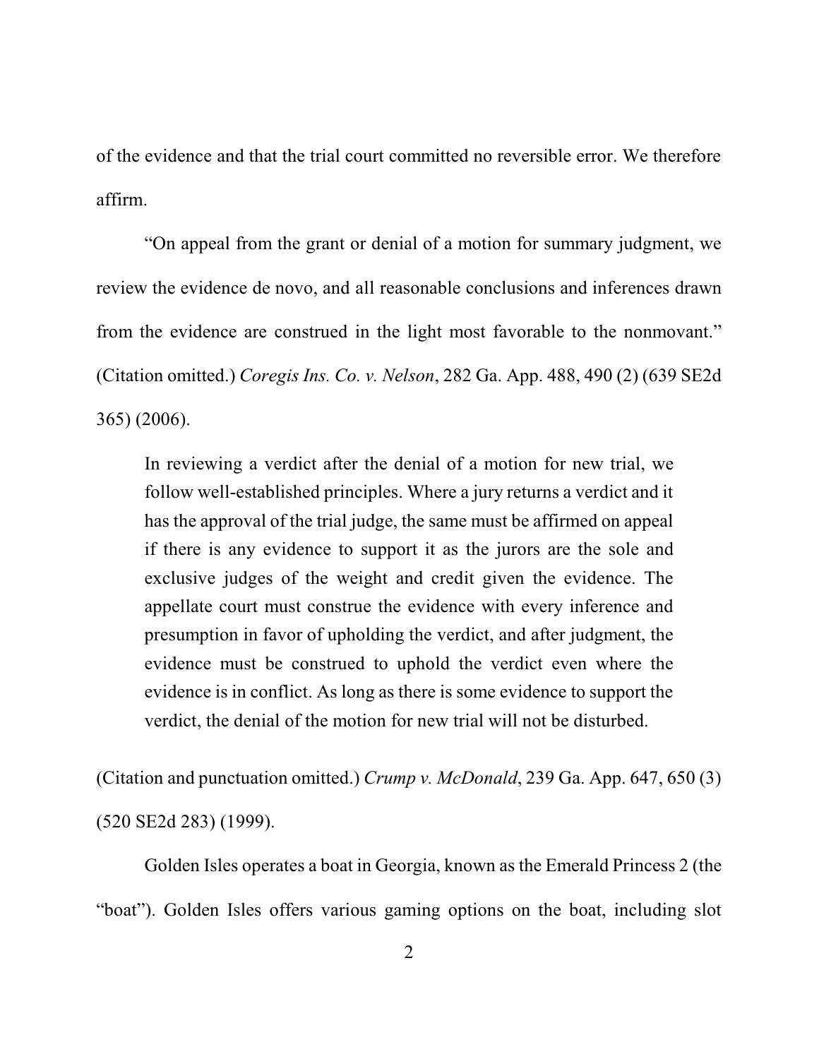of the evidence and that the trial court committed no reversible error. We therefore affirm.

"On appeal from the grant or denial of a motion for summary judgment, we review the evidence de novo, and all reasonable conclusions and inferences drawn from the evidence are construed in the light most favorable to the nonmovant." (Citation omitted.) *Coregis Ins. Co. v. Nelson*, 282 Ga. App. 488, 490 (2) (639 SE2d 365) (2006).

> In reviewing a verdict after the denial of a motion for new trial, we follow well-established principles. Where a jury returns a verdict and it has the approval of the trial judge, the same must be affirmed on appeal if there is any evidence to support it as the jurors are the sole and exclusive judges of the weight and credit given the evidence. The appellate court must construe the evidence with every inference and presumption in favor of upholding the verdict, and after judgment, the evidence must be construed to uphold the verdict even where the evidence is in conflict. As long as there is some evidence to support the verdict, the denial of the motion for new trial will not be disturbed.

(Citation and punctuation omitted.) *Crump v. McDonald*, 239 Ga. App. 647, 650 (3) (520 SE2d 283) (1999).

Golden Isles operates a boat in Georgia, known as the Emerald Princess 2 (the "boat"). Golden Isles offers various gaming options on the boat, including slot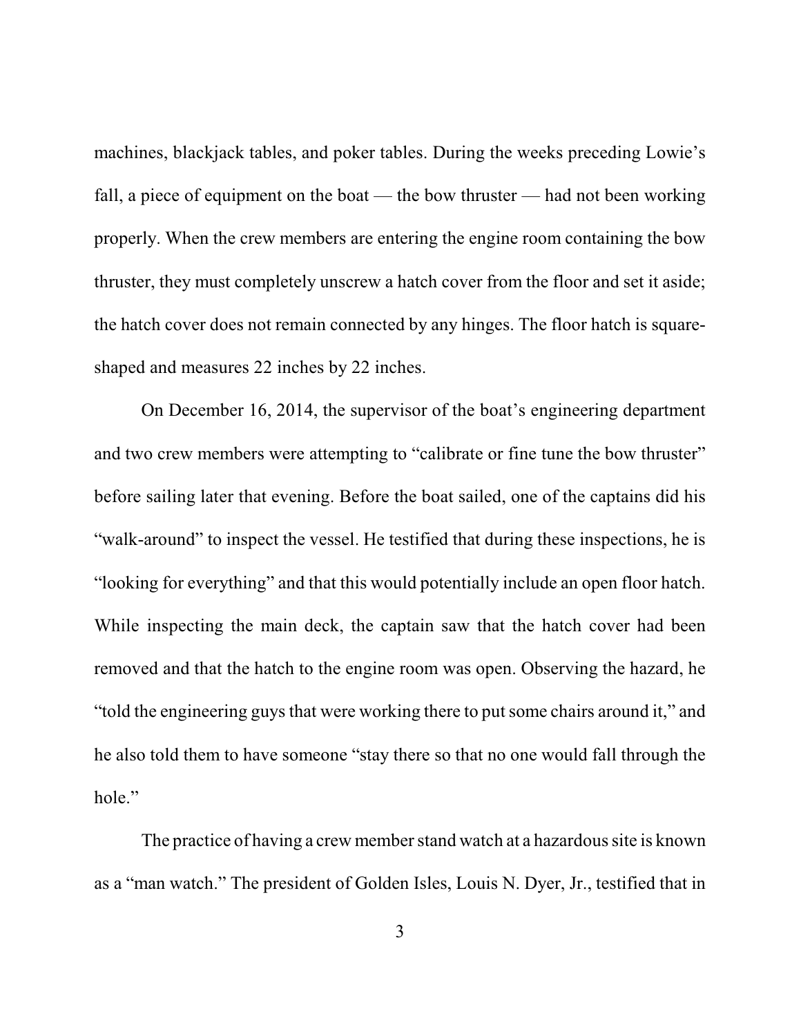machines, blackjack tables, and poker tables. During the weeks preceding Lowie's fall, a piece of equipment on the boat — the bow thruster — had not been working properly. When the crew members are entering the engine room containing the bow thruster, they must completely unscrew a hatch cover from the floor and set it aside; the hatch cover does not remain connected by any hinges. The floor hatch is square-shaped and measures 22 inches by 22 inches.

On December 16, 2014, the supervisor of the boat's engineering department and two crew members were attempting to "calibrate or fine tune the bow thruster" before sailing later that evening. Before the boat sailed, one of the captains did his "walk-around" to inspect the vessel. He testified that during these inspections, he is "looking for everything" and that this would potentially include an open floor hatch. While inspecting the main deck, the captain saw that the hatch cover had been removed and that the hatch to the engine room was open. Observing the hazard, he "told the engineering guys that were working there to put some chairs around it," and he also told them to have someone "stay there so that no one would fall through the hole."

The practice of having a crew member stand watch at a hazardous site is known as a "man watch." The president of Golden Isles, Louis N. Dyer, Jr., testified that in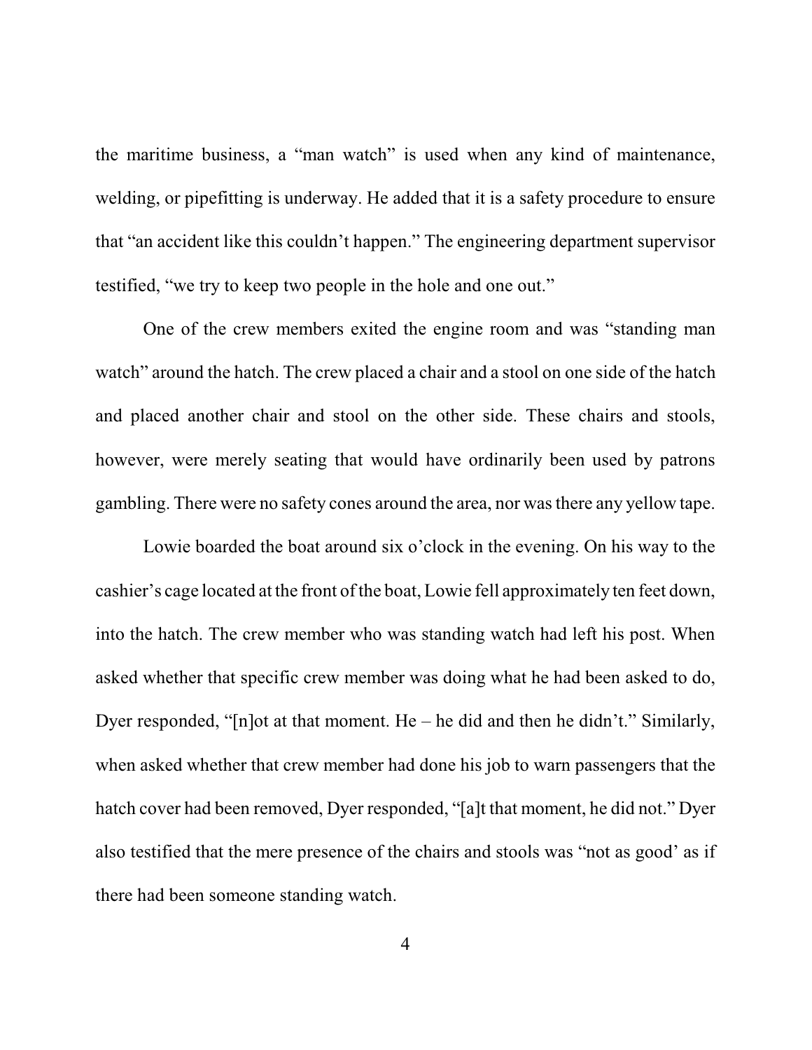the maritime business, a "man watch" is used when any kind of maintenance, welding, or pipefitting is underway. He added that it is a safety procedure to ensure that "an accident like this couldn't happen." The engineering department supervisor testified, "we try to keep two people in the hole and one out."

One of the crew members exited the engine room and was "standing man watch" around the hatch. The crew placed a chair and a stool on one side of the hatch and placed another chair and stool on the other side. These chairs and stools, however, were merely seating that would have ordinarily been used by patrons gambling. There were no safety cones around the area, nor was there any yellow tape.

Lowie boarded the boat around six o'clock in the evening. On his way to the cashier's cage located at the front of the boat, Lowie fell approximately ten feet down, into the hatch. The crew member who was standing watch had left his post. When asked whether that specific crew member was doing what he had been asked to do, Dyer responded, "[n]ot at that moment. He – he did and then he didn't." Similarly, when asked whether that crew member had done his job to warn passengers that the hatch cover had been removed, Dyer responded, "[a]t that moment, he did not." Dyer also testified that the mere presence of the chairs and stools was "not as good' as if there had been someone standing watch.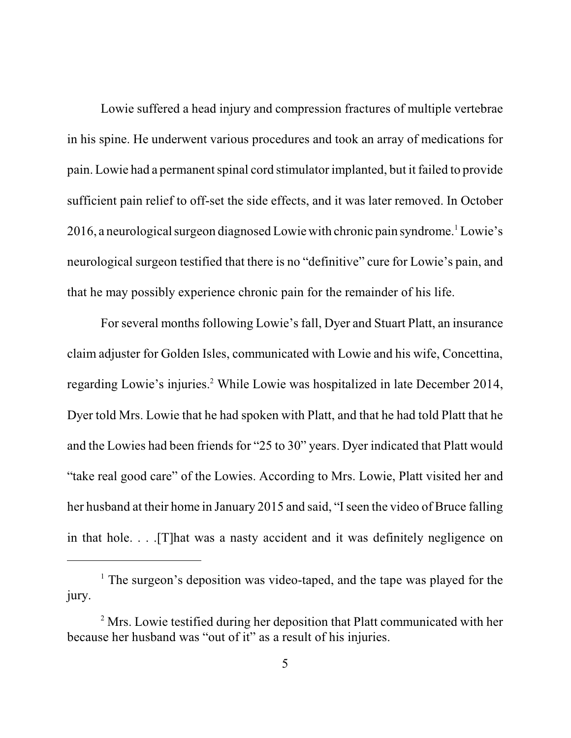Lowie suffered a head injury and compression fractures of multiple vertebrae in his spine. He underwent various procedures and took an array of medications for pain. Lowie had a permanent spinal cord stimulator implanted, but it failed to provide sufficient pain relief to off-set the side effects, and it was later removed. In October 2016, a neurological surgeon diagnosed Lowie with chronic pain syndrome.[1] Lowie's neurological surgeon testified that there is no "definitive" cure for Lowie's pain, and that he may possibly experience chronic pain for the remainder of his life.

For several months following Lowie's fall, Dyer and Stuart Platt, an insurance claim adjuster for Golden Isles, communicated with Lowie and his wife, Concettina, regarding Lowie's injuries.[2] While Lowie was hospitalized in late December 2014, Dyer told Mrs. Lowie that he had spoken with Platt, and that he had told Platt that he and the Lowies had been friends for "25 to 30" years. Dyer indicated that Platt would "take real good care" of the Lowies. According to Mrs. Lowie, Platt visited her and her husband at their home in January 2015 and said, "I seen the video of Bruce falling in that hole. . . .[T]hat was a nasty accident and it was definitely negligence on

---

[1] The surgeon's deposition was video-taped, and the tape was played for the jury.

[2] Mrs. Lowie testified during her deposition that Platt communicated with her because her husband was "out of it" as a result of his injuries.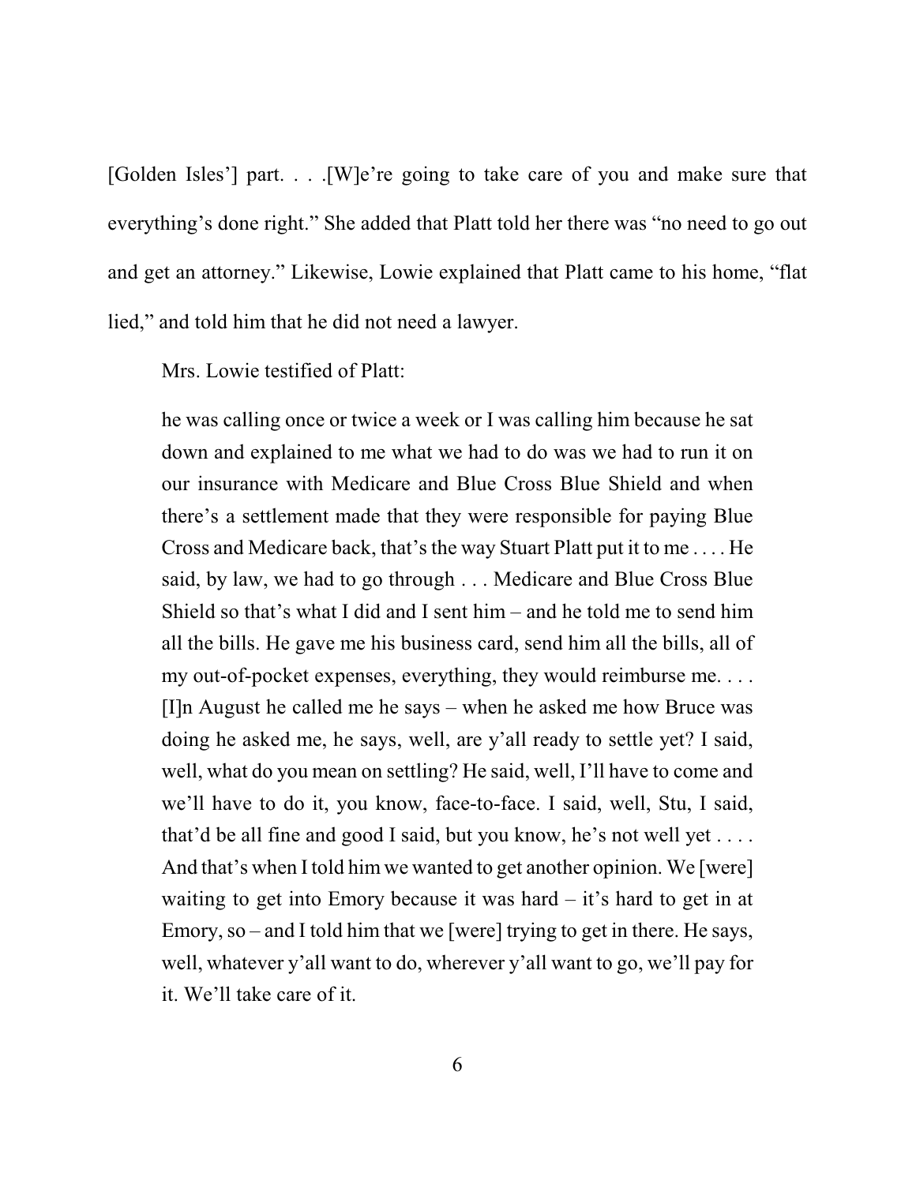[Golden Isles'] part. . . .[W]e're going to take care of you and make sure that everything's done right." She added that Platt told her there was "no need to go out and get an attorney." Likewise, Lowie explained that Platt came to his home, "flat lied," and told him that he did not need a lawyer.

Mrs. Lowie testified of Platt:

> he was calling once or twice a week or I was calling him because he sat down and explained to me what we had to do was we had to run it on our insurance with Medicare and Blue Cross Blue Shield and when there's a settlement made that they were responsible for paying Blue Cross and Medicare back, that's the way Stuart Platt put it to me . . . . He said, by law, we had to go through . . . Medicare and Blue Cross Blue Shield so that's what I did and I sent him – and he told me to send him all the bills. He gave me his business card, send him all the bills, all of my out-of-pocket expenses, everything, they would reimburse me. . . . [I]n August he called me he says – when he asked me how Bruce was doing he asked me, he says, well, are y'all ready to settle yet? I said, well, what do you mean on settling? He said, well, I'll have to come and we'll have to do it, you know, face-to-face. I said, well, Stu, I said, that'd be all fine and good I said, but you know, he's not well yet . . . . And that's when I told him we wanted to get another opinion. We [were] waiting to get into Emory because it was hard – it's hard to get in at Emory, so – and I told him that we [were] trying to get in there. He says, well, whatever y'all want to do, wherever y'all want to go, we'll pay for it. We'll take care of it.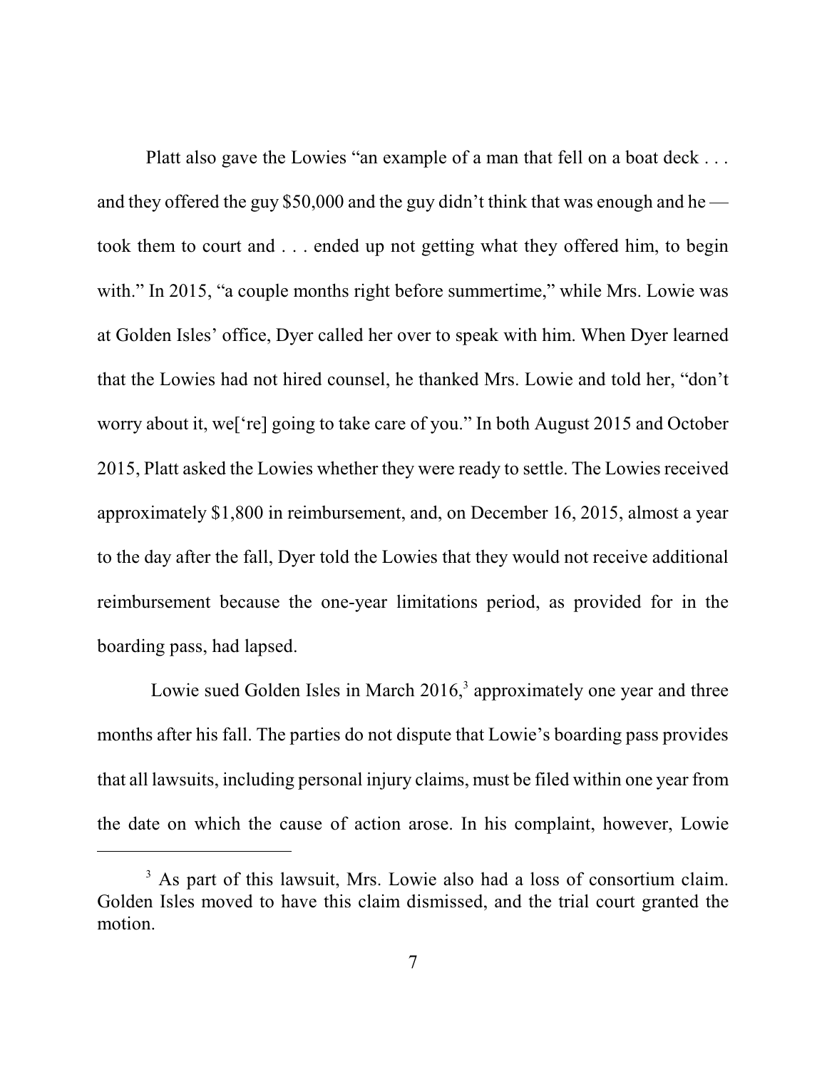Platt also gave the Lowies "an example of a man that fell on a boat deck . . . and they offered the guy $50,000 and the guy didn't think that was enough and he — took them to court and . . . ended up not getting what they offered him, to begin with." In 2015, "a couple months right before summertime," while Mrs. Lowie was at Golden Isles' office, Dyer called her over to speak with him. When Dyer learned that the Lowies had not hired counsel, he thanked Mrs. Lowie and told her, "don't worry about it, we['re] going to take care of you." In both August 2015 and October 2015, Platt asked the Lowies whether they were ready to settle. The Lowies received approximately $1,800 in reimbursement, and, on December 16, 2015, almost a year to the day after the fall, Dyer told the Lowies that they would not receive additional reimbursement because the one-year limitations period, as provided for in the boarding pass, had lapsed.

Lowie sued Golden Isles in March 2016,[3] approximately one year and three months after his fall. The parties do not dispute that Lowie's boarding pass provides that all lawsuits, including personal injury claims, must be filed within one year from the date on which the cause of action arose. In his complaint, however, Lowie

---

[3] As part of this lawsuit, Mrs. Lowie also had a loss of consortium claim. Golden Isles moved to have this claim dismissed, and the trial court granted the motion.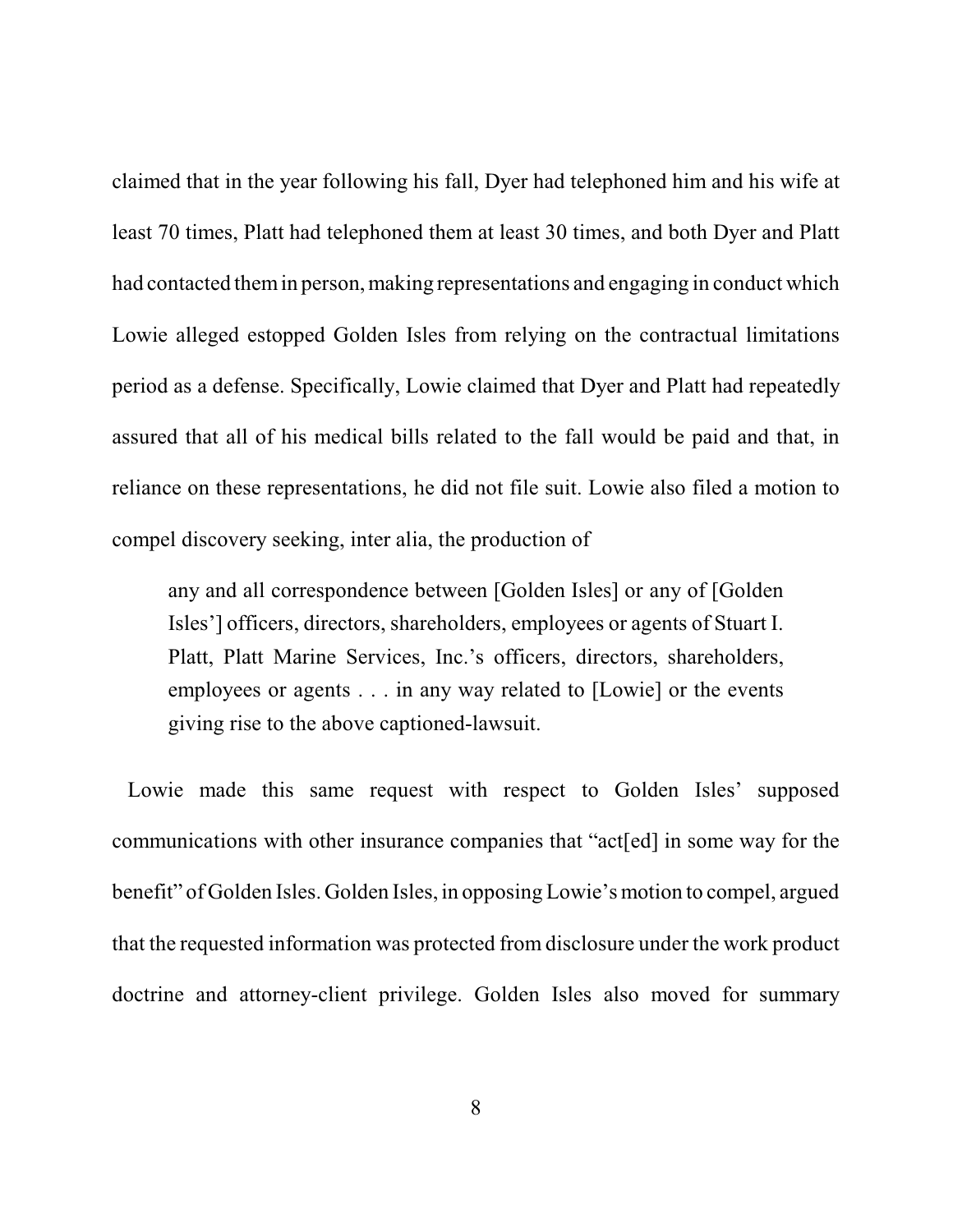claimed that in the year following his fall, Dyer had telephoned him and his wife at least 70 times, Platt had telephoned them at least 30 times, and both Dyer and Platt had contacted them in person, making representations and engaging in conduct which Lowie alleged estopped Golden Isles from relying on the contractual limitations period as a defense. Specifically, Lowie claimed that Dyer and Platt had repeatedly assured that all of his medical bills related to the fall would be paid and that, in reliance on these representations, he did not file suit. Lowie also filed a motion to compel discovery seeking, inter alia, the production of

> any and all correspondence between [Golden Isles] or any of [Golden Isles'] officers, directors, shareholders, employees or agents of Stuart I. Platt, Platt Marine Services, Inc.'s officers, directors, shareholders, employees or agents . . . in any way related to [Lowie] or the events giving rise to the above captioned-lawsuit.

Lowie made this same request with respect to Golden Isles' supposed communications with other insurance companies that "act[ed] in some way for the benefit" of Golden Isles. Golden Isles, in opposing Lowie's motion to compel, argued that the requested information was protected from disclosure under the work product doctrine and attorney-client privilege. Golden Isles also moved for summary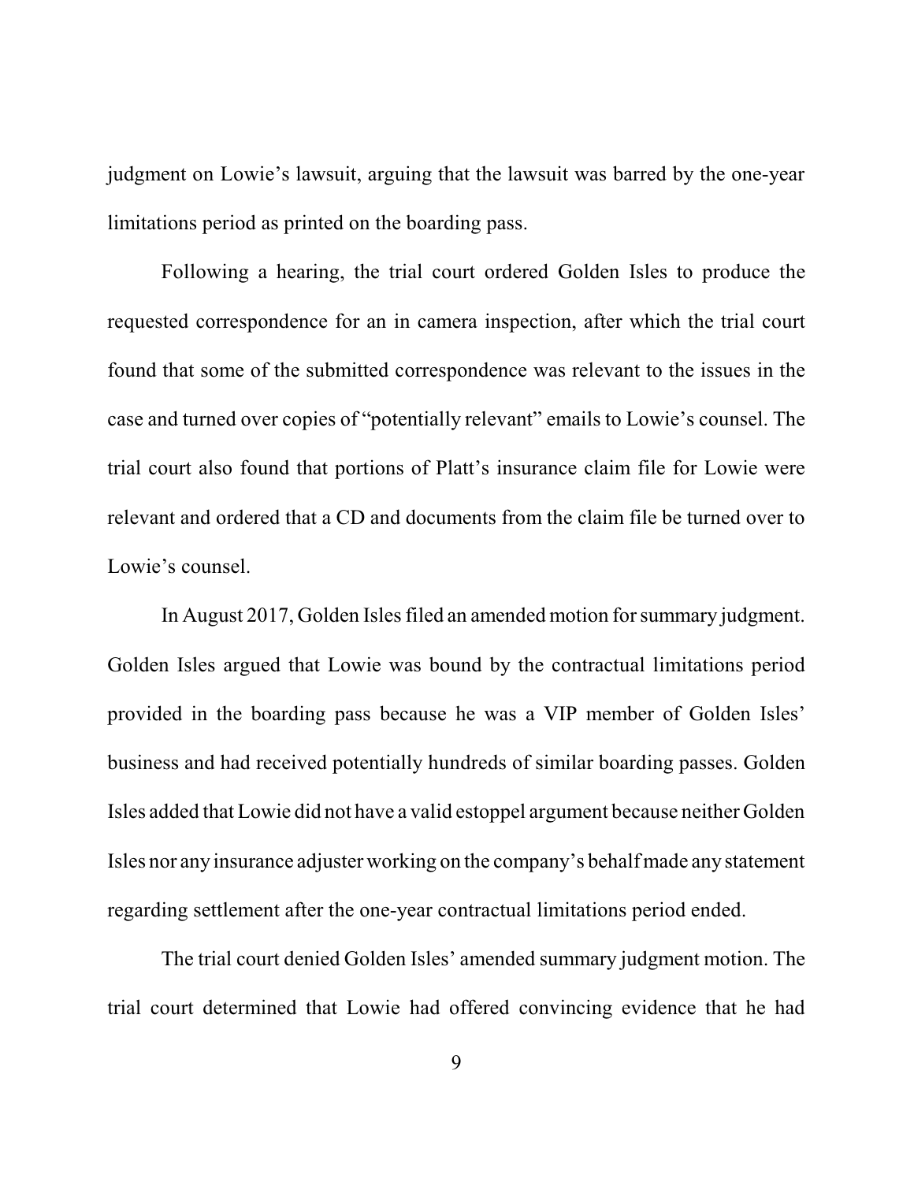judgment on Lowie's lawsuit, arguing that the lawsuit was barred by the one-year limitations period as printed on the boarding pass.

Following a hearing, the trial court ordered Golden Isles to produce the requested correspondence for an in camera inspection, after which the trial court found that some of the submitted correspondence was relevant to the issues in the case and turned over copies of "potentially relevant" emails to Lowie's counsel. The trial court also found that portions of Platt's insurance claim file for Lowie were relevant and ordered that a CD and documents from the claim file be turned over to Lowie's counsel.

In August 2017, Golden Isles filed an amended motion for summary judgment. Golden Isles argued that Lowie was bound by the contractual limitations period provided in the boarding pass because he was a VIP member of Golden Isles' business and had received potentially hundreds of similar boarding passes. Golden Isles added that Lowie did not have a valid estoppel argument because neither Golden Isles nor any insurance adjuster working on the company's behalf made any statement regarding settlement after the one-year contractual limitations period ended.

The trial court denied Golden Isles' amended summary judgment motion. The trial court determined that Lowie had offered convincing evidence that he had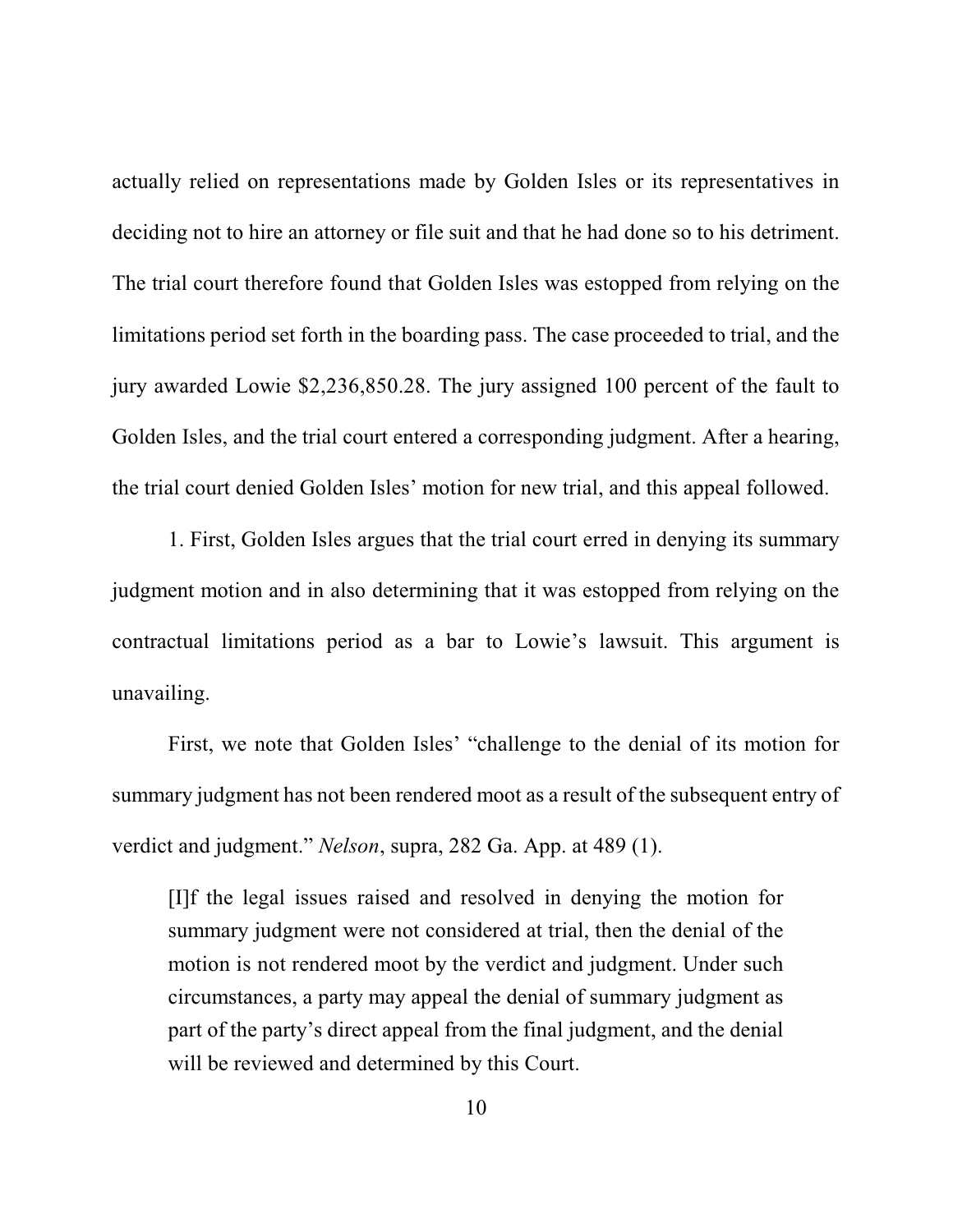actually relied on representations made by Golden Isles or its representatives in deciding not to hire an attorney or file suit and that he had done so to his detriment. The trial court therefore found that Golden Isles was estopped from relying on the limitations period set forth in the boarding pass. The case proceeded to trial, and the jury awarded Lowie $2,236,850.28. The jury assigned 100 percent of the fault to Golden Isles, and the trial court entered a corresponding judgment. After a hearing, the trial court denied Golden Isles' motion for new trial, and this appeal followed.

1. First, Golden Isles argues that the trial court erred in denying its summary judgment motion and in also determining that it was estopped from relying on the contractual limitations period as a bar to Lowie's lawsuit. This argument is unavailing.

First, we note that Golden Isles' "challenge to the denial of its motion for summary judgment has not been rendered moot as a result of the subsequent entry of verdict and judgment." *Nelson*, supra, 282 Ga. App. at 489 (1).

> [I]f the legal issues raised and resolved in denying the motion for summary judgment were not considered at trial, then the denial of the motion is not rendered moot by the verdict and judgment. Under such circumstances, a party may appeal the denial of summary judgment as part of the party's direct appeal from the final judgment, and the denial will be reviewed and determined by this Court.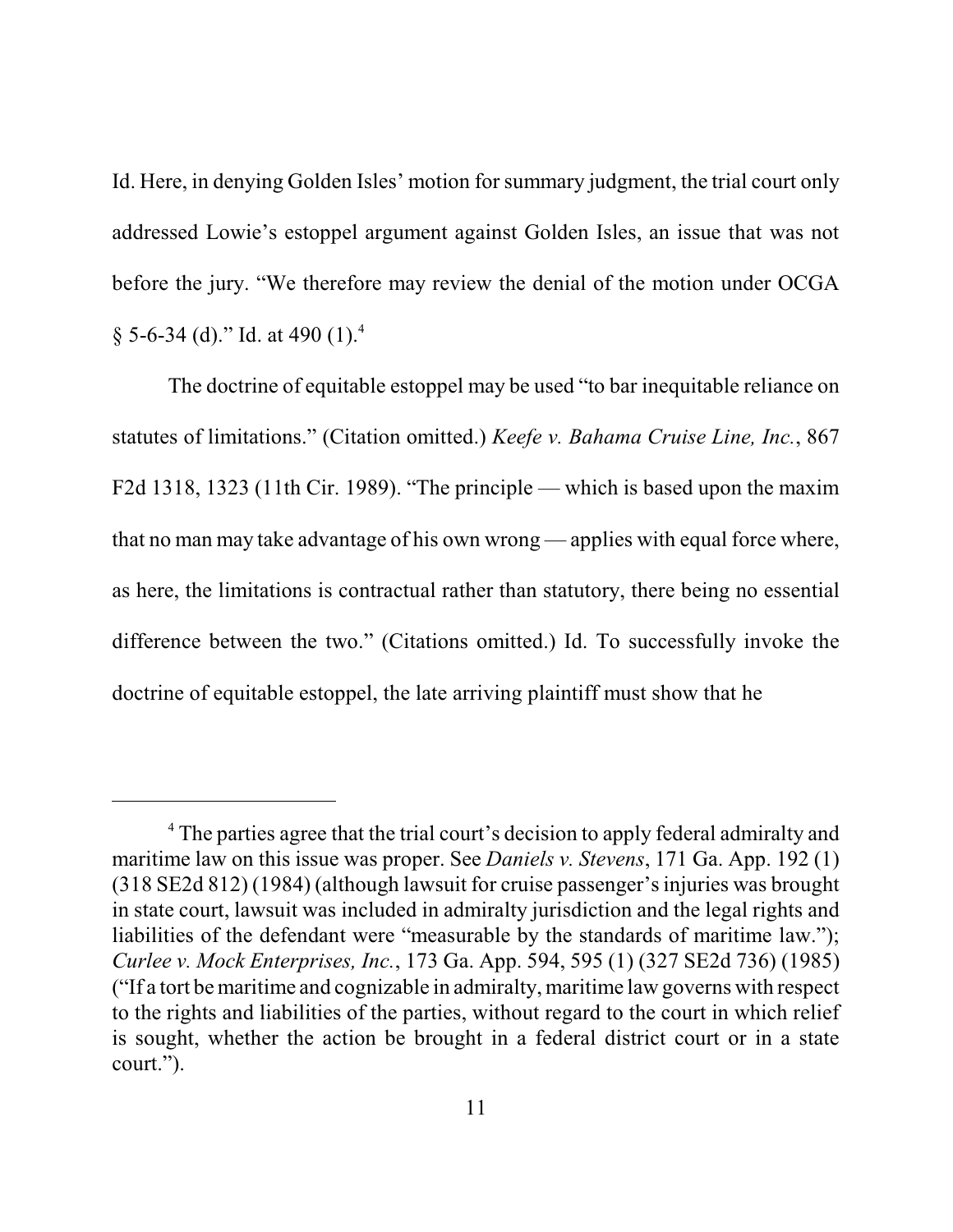Id. Here, in denying Golden Isles' motion for summary judgment, the trial court only addressed Lowie's estoppel argument against Golden Isles, an issue that was not before the jury. "We therefore may review the denial of the motion under OCGA § 5-6-34 (d)." Id. at 490 (1).[4]

The doctrine of equitable estoppel may be used "to bar inequitable reliance on statutes of limitations." (Citation omitted.) *Keefe v. Bahama Cruise Line, Inc.*, 867 F2d 1318, 1323 (11th Cir. 1989). "The principle — which is based upon the maxim that no man may take advantage of his own wrong — applies with equal force where, as here, the limitations is contractual rather than statutory, there being no essential difference between the two." (Citations omitted.) Id. To successfully invoke the doctrine of equitable estoppel, the late arriving plaintiff must show that he

---

[4] The parties agree that the trial court's decision to apply federal admiralty and maritime law on this issue was proper. See *Daniels v. Stevens*, 171 Ga. App. 192 (1) (318 SE2d 812) (1984) (although lawsuit for cruise passenger's injuries was brought in state court, lawsuit was included in admiralty jurisdiction and the legal rights and liabilities of the defendant were "measurable by the standards of maritime law."); *Curlee v. Mock Enterprises, Inc.*, 173 Ga. App. 594, 595 (1) (327 SE2d 736) (1985) ("If a tort be maritime and cognizable in admiralty, maritime law governs with respect to the rights and liabilities of the parties, without regard to the court in which relief is sought, whether the action be brought in a federal district court or in a state court.").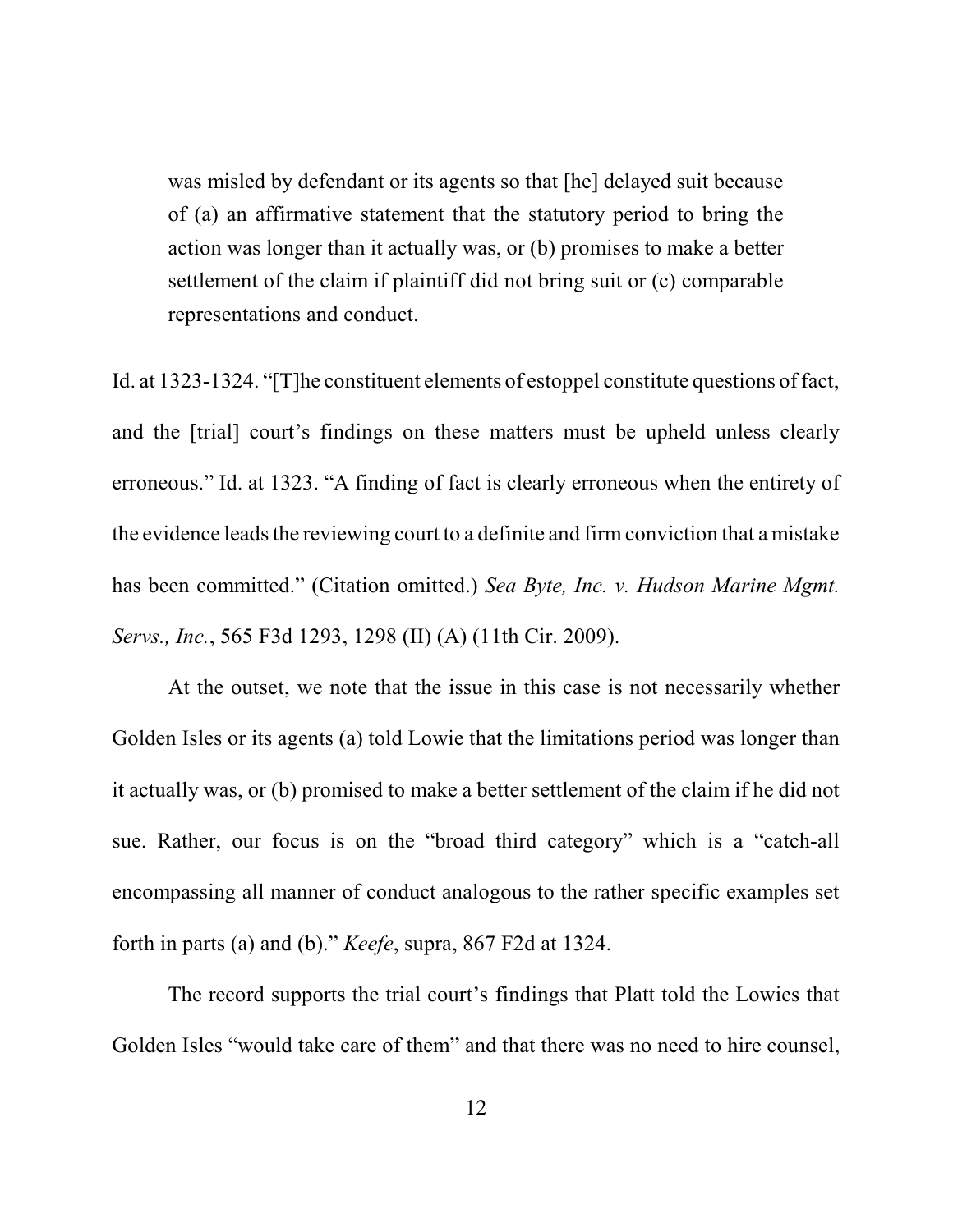> was misled by defendant or its agents so that [he] delayed suit because of (a) an affirmative statement that the statutory period to bring the action was longer than it actually was, or (b) promises to make a better settlement of the claim if plaintiff did not bring suit or (c) comparable representations and conduct.

Id. at 1323-1324. "[T]he constituent elements of estoppel constitute questions of fact, and the [trial] court's findings on these matters must be upheld unless clearly erroneous." Id. at 1323. "A finding of fact is clearly erroneous when the entirety of the evidence leads the reviewing court to a definite and firm conviction that a mistake has been committed." (Citation omitted.) *Sea Byte, Inc. v. Hudson Marine Mgmt. Servs., Inc.*, 565 F3d 1293, 1298 (II) (A) (11th Cir. 2009).

At the outset, we note that the issue in this case is not necessarily whether Golden Isles or its agents (a) told Lowie that the limitations period was longer than it actually was, or (b) promised to make a better settlement of the claim if he did not sue. Rather, our focus is on the "broad third category" which is a "catch-all encompassing all manner of conduct analogous to the rather specific examples set forth in parts (a) and (b)." *Keefe*, supra, 867 F2d at 1324.

The record supports the trial court's findings that Platt told the Lowies that Golden Isles "would take care of them" and that there was no need to hire counsel,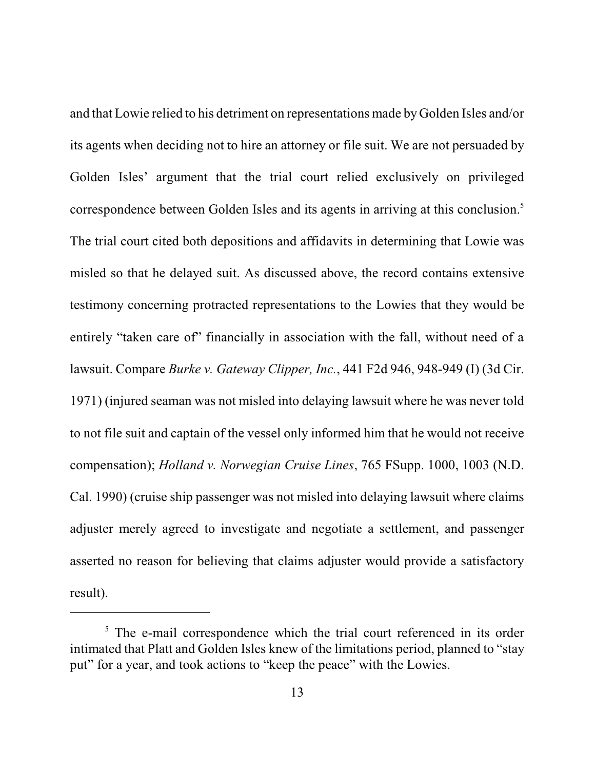and that Lowie relied to his detriment on representations made by Golden Isles and/or its agents when deciding not to hire an attorney or file suit. We are not persuaded by Golden Isles' argument that the trial court relied exclusively on privileged correspondence between Golden Isles and its agents in arriving at this conclusion.[5] The trial court cited both depositions and affidavits in determining that Lowie was misled so that he delayed suit. As discussed above, the record contains extensive testimony concerning protracted representations to the Lowies that they would be entirely "taken care of" financially in association with the fall, without need of a lawsuit. Compare *Burke v. Gateway Clipper, Inc.*, 441 F2d 946, 948-949 (I) (3d Cir. 1971) (injured seaman was not misled into delaying lawsuit where he was never told to not file suit and captain of the vessel only informed him that he would not receive compensation); *Holland v. Norwegian Cruise Lines*, 765 FSupp. 1000, 1003 (N.D. Cal. 1990) (cruise ship passenger was not misled into delaying lawsuit where claims adjuster merely agreed to investigate and negotiate a settlement, and passenger asserted no reason for believing that claims adjuster would provide a satisfactory result).

[5] The e-mail correspondence which the trial court referenced in its order intimated that Platt and Golden Isles knew of the limitations period, planned to "stay put" for a year, and took actions to "keep the peace" with the Lowies.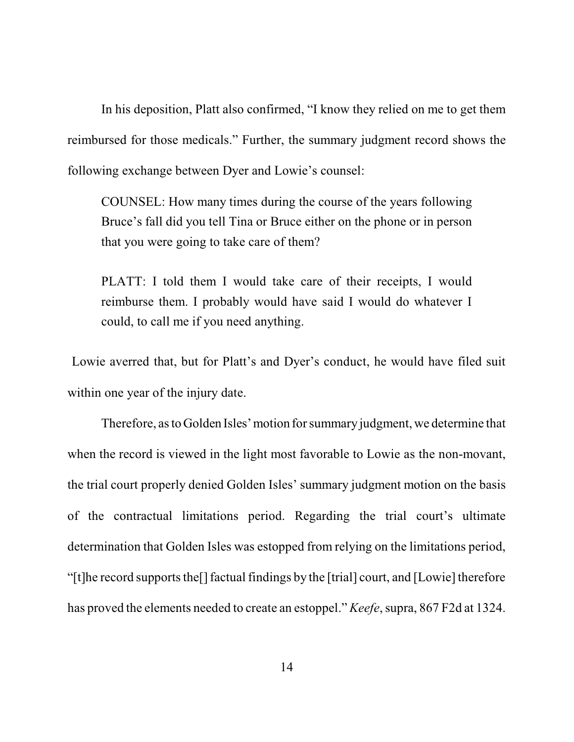In his deposition, Platt also confirmed, "I know they relied on me to get them reimbursed for those medicals." Further, the summary judgment record shows the following exchange between Dyer and Lowie's counsel:

> COUNSEL: How many times during the course of the years following Bruce's fall did you tell Tina or Bruce either on the phone or in person that you were going to take care of them?
>
> PLATT: I told them I would take care of their receipts, I would reimburse them. I probably would have said I would do whatever I could, to call me if you need anything.

Lowie averred that, but for Platt's and Dyer's conduct, he would have filed suit within one year of the injury date.

Therefore, as to Golden Isles' motion for summary judgment, we determine that when the record is viewed in the light most favorable to Lowie as the non-movant, the trial court properly denied Golden Isles' summary judgment motion on the basis of the contractual limitations period. Regarding the trial court's ultimate determination that Golden Isles was estopped from relying on the limitations period, "[t]he record supports the[] factual findings by the [trial] court, and [Lowie] therefore has proved the elements needed to create an estoppel." *Keefe*, supra, 867 F2d at 1324.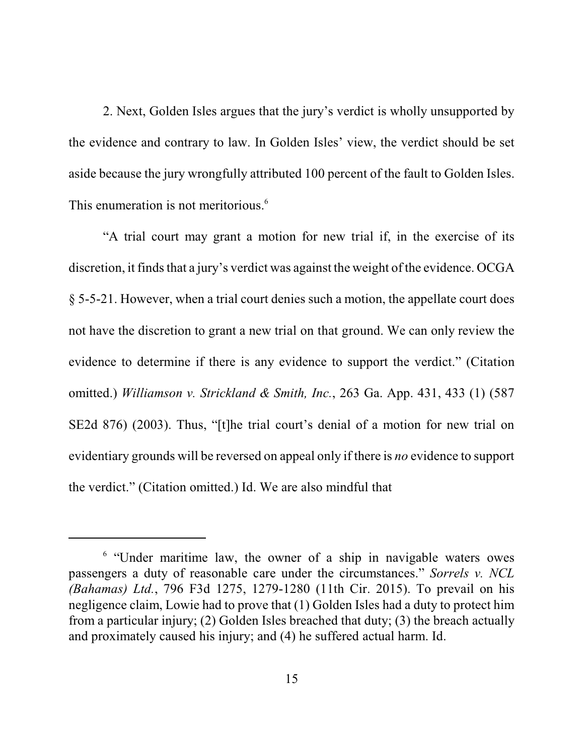2. Next, Golden Isles argues that the jury's verdict is wholly unsupported by the evidence and contrary to law. In Golden Isles' view, the verdict should be set aside because the jury wrongfully attributed 100 percent of the fault to Golden Isles. This enumeration is not meritorious.[6]

"A trial court may grant a motion for new trial if, in the exercise of its discretion, it finds that a jury's verdict was against the weight of the evidence. OCGA § 5-5-21. However, when a trial court denies such a motion, the appellate court does not have the discretion to grant a new trial on that ground. We can only review the evidence to determine if there is any evidence to support the verdict." (Citation omitted.) *Williamson v. Strickland & Smith, Inc.*, 263 Ga. App. 431, 433 (1) (587 SE2d 876) (2003). Thus, "[t]he trial court's denial of a motion for new trial on evidentiary grounds will be reversed on appeal only if there is *no* evidence to support the verdict." (Citation omitted.) Id. We are also mindful that

---

[6] "Under maritime law, the owner of a ship in navigable waters owes passengers a duty of reasonable care under the circumstances." *Sorrels v. NCL (Bahamas) Ltd.*, 796 F3d 1275, 1279-1280 (11th Cir. 2015). To prevail on his negligence claim, Lowie had to prove that (1) Golden Isles had a duty to protect him from a particular injury; (2) Golden Isles breached that duty; (3) the breach actually and proximately caused his injury; and (4) he suffered actual harm. Id.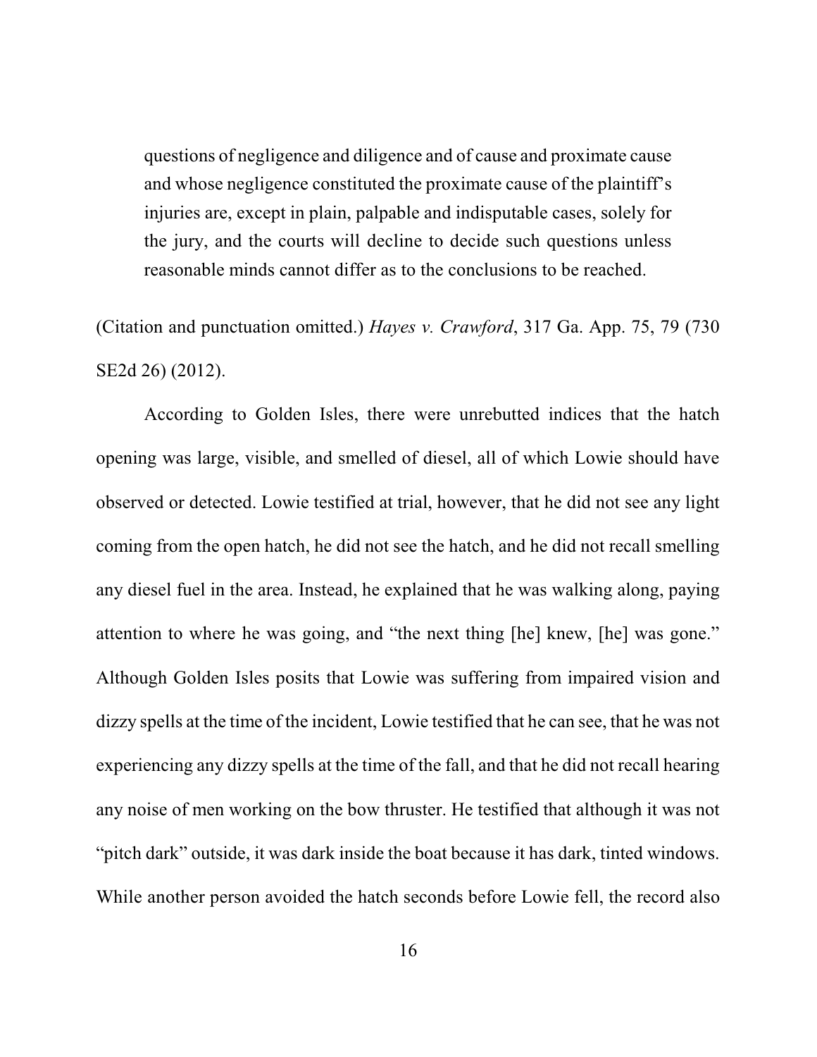> questions of negligence and diligence and of cause and proximate cause and whose negligence constituted the proximate cause of the plaintiff's injuries are, except in plain, palpable and indisputable cases, solely for the jury, and the courts will decline to decide such questions unless reasonable minds cannot differ as to the conclusions to be reached.

(Citation and punctuation omitted.) *Hayes v. Crawford*, 317 Ga. App. 75, 79 (730 SE2d 26) (2012).

According to Golden Isles, there were unrebutted indices that the hatch opening was large, visible, and smelled of diesel, all of which Lowie should have observed or detected. Lowie testified at trial, however, that he did not see any light coming from the open hatch, he did not see the hatch, and he did not recall smelling any diesel fuel in the area. Instead, he explained that he was walking along, paying attention to where he was going, and "the next thing [he] knew, [he] was gone." Although Golden Isles posits that Lowie was suffering from impaired vision and dizzy spells at the time of the incident, Lowie testified that he can see, that he was not experiencing any dizzy spells at the time of the fall, and that he did not recall hearing any noise of men working on the bow thruster. He testified that although it was not "pitch dark" outside, it was dark inside the boat because it has dark, tinted windows. While another person avoided the hatch seconds before Lowie fell, the record also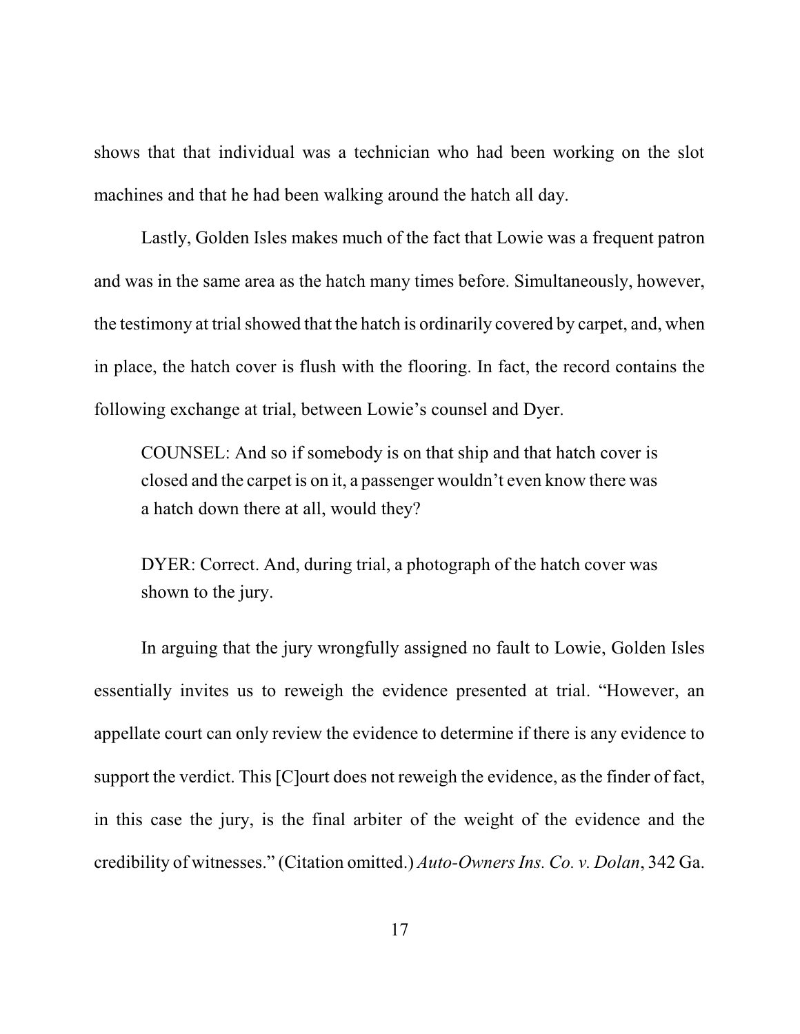shows that that individual was a technician who had been working on the slot machines and that he had been walking around the hatch all day.

Lastly, Golden Isles makes much of the fact that Lowie was a frequent patron and was in the same area as the hatch many times before. Simultaneously, however, the testimony at trial showed that the hatch is ordinarily covered by carpet, and, when in place, the hatch cover is flush with the flooring. In fact, the record contains the following exchange at trial, between Lowie's counsel and Dyer.

> COUNSEL: And so if somebody is on that ship and that hatch cover is closed and the carpet is on it, a passenger wouldn't even know there was a hatch down there at all, would they?
>
> DYER: Correct. And, during trial, a photograph of the hatch cover was shown to the jury.

In arguing that the jury wrongfully assigned no fault to Lowie, Golden Isles essentially invites us to reweigh the evidence presented at trial. "However, an appellate court can only review the evidence to determine if there is any evidence to support the verdict. This [C]ourt does not reweigh the evidence, as the finder of fact, in this case the jury, is the final arbiter of the weight of the evidence and the credibility of witnesses." (Citation omitted.) *Auto-Owners Ins. Co. v. Dolan*, 342 Ga.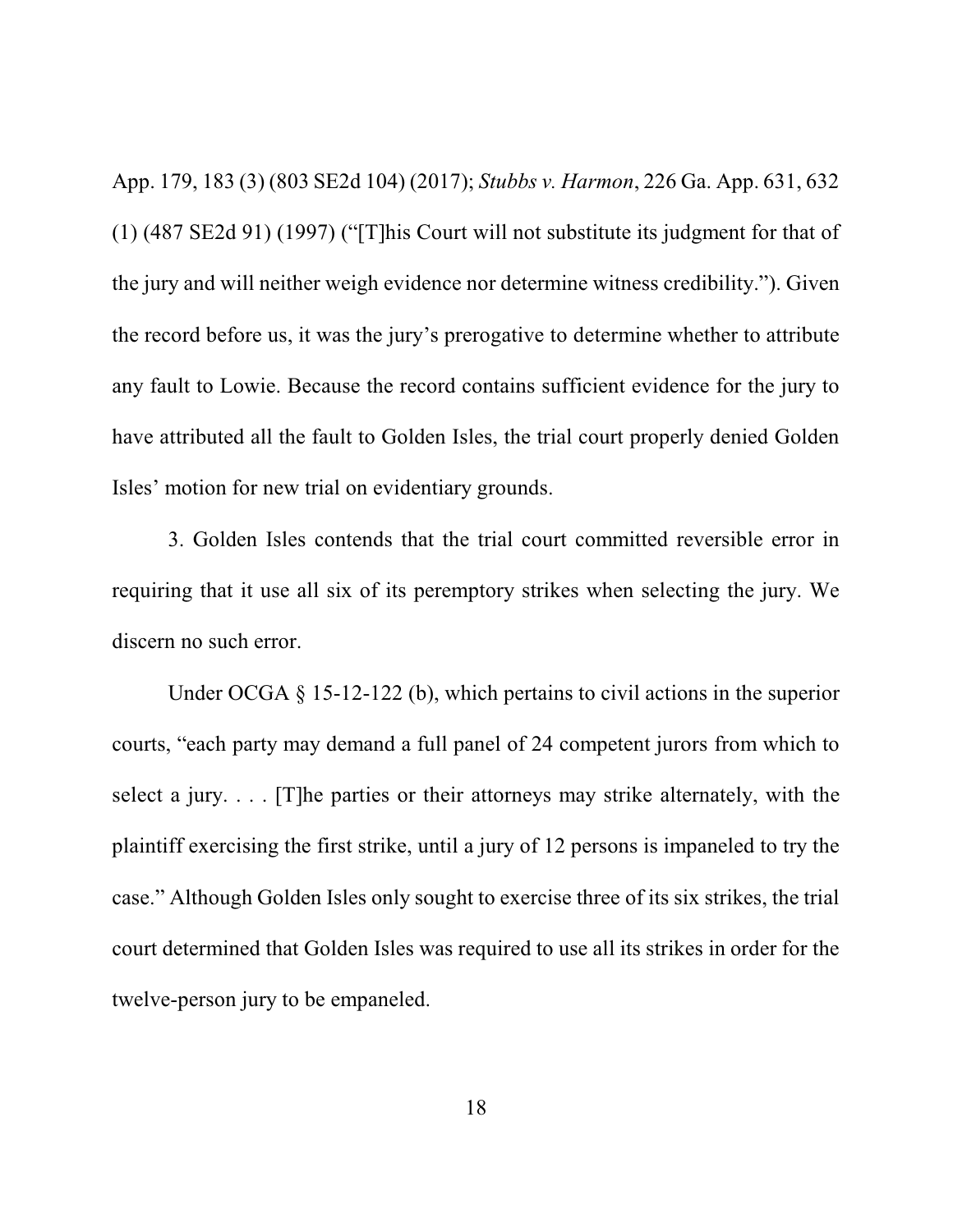App. 179, 183 (3) (803 SE2d 104) (2017); *Stubbs v. Harmon*, 226 Ga. App. 631, 632 (1) (487 SE2d 91) (1997) ("[T]his Court will not substitute its judgment for that of the jury and will neither weigh evidence nor determine witness credibility."). Given the record before us, it was the jury's prerogative to determine whether to attribute any fault to Lowie. Because the record contains sufficient evidence for the jury to have attributed all the fault to Golden Isles, the trial court properly denied Golden Isles' motion for new trial on evidentiary grounds.

3. Golden Isles contends that the trial court committed reversible error in requiring that it use all six of its peremptory strikes when selecting the jury. We discern no such error.

Under OCGA § 15-12-122 (b), which pertains to civil actions in the superior courts, "each party may demand a full panel of 24 competent jurors from which to select a jury. . . . [T]he parties or their attorneys may strike alternately, with the plaintiff exercising the first strike, until a jury of 12 persons is impaneled to try the case." Although Golden Isles only sought to exercise three of its six strikes, the trial court determined that Golden Isles was required to use all its strikes in order for the twelve-person jury to be empaneled.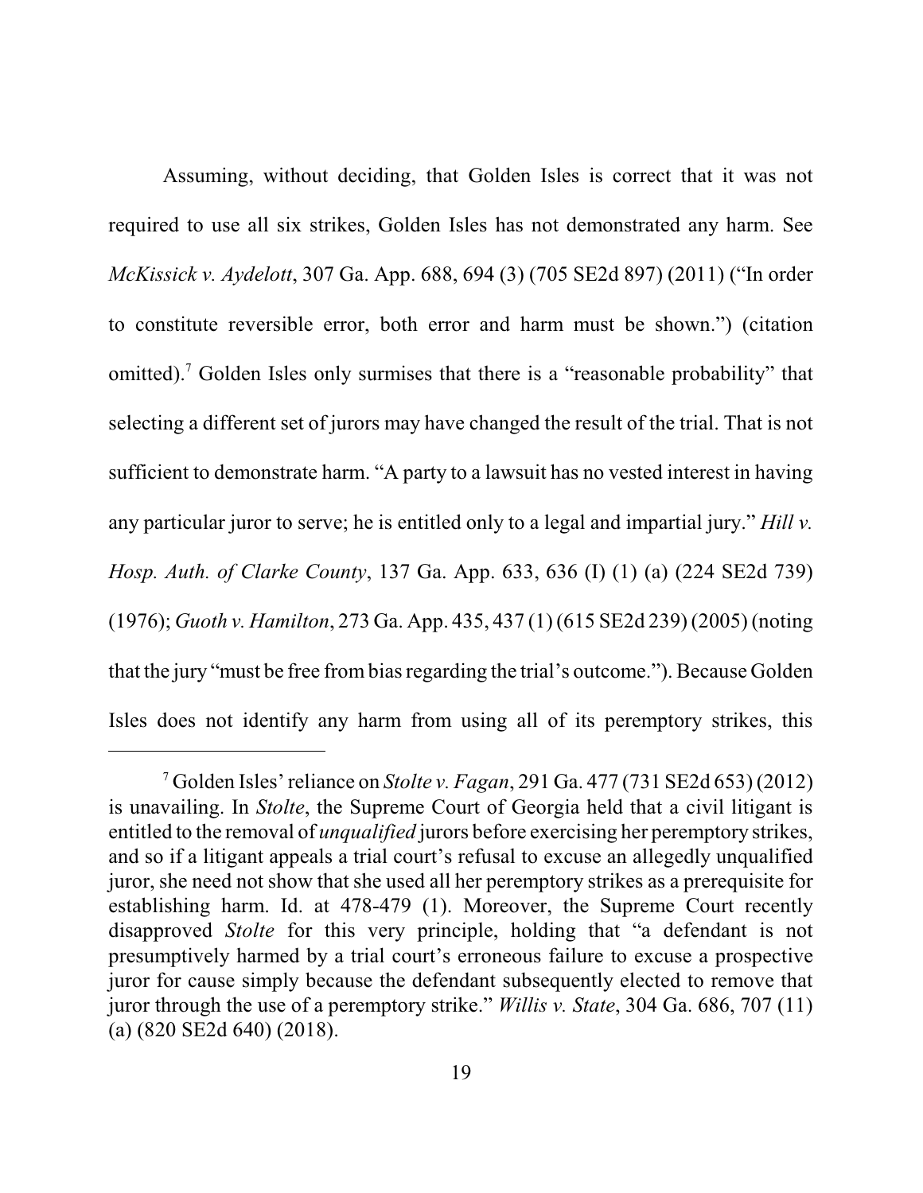Assuming, without deciding, that Golden Isles is correct that it was not required to use all six strikes, Golden Isles has not demonstrated any harm. See *McKissick v. Aydelott*, 307 Ga. App. 688, 694 (3) (705 SE2d 897) (2011) ("In order to constitute reversible error, both error and harm must be shown.") (citation omitted).[7] Golden Isles only surmises that there is a "reasonable probability" that selecting a different set of jurors may have changed the result of the trial. That is not sufficient to demonstrate harm. "A party to a lawsuit has no vested interest in having any particular juror to serve; he is entitled only to a legal and impartial jury." *Hill v. Hosp. Auth. of Clarke County*, 137 Ga. App. 633, 636 (I) (1) (a) (224 SE2d 739) (1976); *Guoth v. Hamilton*, 273 Ga. App. 435, 437 (1) (615 SE2d 239) (2005) (noting that the jury "must be free from bias regarding the trial's outcome."). Because Golden Isles does not identify any harm from using all of its peremptory strikes, this

---

[7] Golden Isles' reliance on *Stolte v. Fagan*, 291 Ga. 477 (731 SE2d 653) (2012) is unavailing. In *Stolte*, the Supreme Court of Georgia held that a civil litigant is entitled to the removal of *unqualified* jurors before exercising her peremptory strikes, and so if a litigant appeals a trial court's refusal to excuse an allegedly unqualified juror, she need not show that she used all her peremptory strikes as a prerequisite for establishing harm. Id. at 478-479 (1). Moreover, the Supreme Court recently disapproved *Stolte* for this very principle, holding that "a defendant is not presumptively harmed by a trial court's erroneous failure to excuse a prospective juror for cause simply because the defendant subsequently elected to remove that juror through the use of a peremptory strike." *Willis v. State*, 304 Ga. 686, 707 (11) (a) (820 SE2d 640) (2018).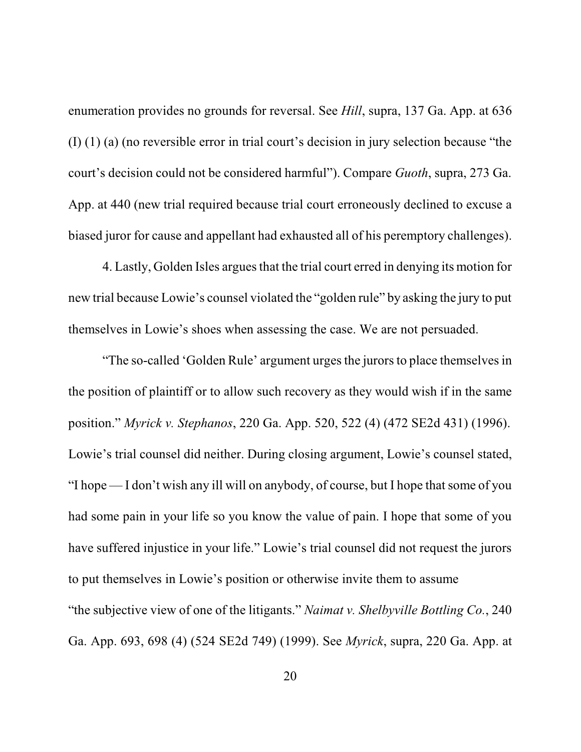enumeration provides no grounds for reversal. See *Hill*, supra, 137 Ga. App. at 636 (I) (1) (a) (no reversible error in trial court's decision in jury selection because "the court's decision could not be considered harmful"). Compare *Guoth*, supra, 273 Ga. App. at 440 (new trial required because trial court erroneously declined to excuse a biased juror for cause and appellant had exhausted all of his peremptory challenges).

4. Lastly, Golden Isles argues that the trial court erred in denying its motion for new trial because Lowie's counsel violated the "golden rule" by asking the jury to put themselves in Lowie's shoes when assessing the case. We are not persuaded.

"The so-called 'Golden Rule' argument urges the jurors to place themselves in the position of plaintiff or to allow such recovery as they would wish if in the same position." *Myrick v. Stephanos*, 220 Ga. App. 520, 522 (4) (472 SE2d 431) (1996). Lowie's trial counsel did neither. During closing argument, Lowie's counsel stated, "I hope — I don't wish any ill will on anybody, of course, but I hope that some of you had some pain in your life so you know the value of pain. I hope that some of you have suffered injustice in your life." Lowie's trial counsel did not request the jurors to put themselves in Lowie's position or otherwise invite them to assume "the subjective view of one of the litigants." *Naimat v. Shelbyville Bottling Co.*, 240 Ga. App. 693, 698 (4) (524 SE2d 749) (1999). See *Myrick*, supra, 220 Ga. App. at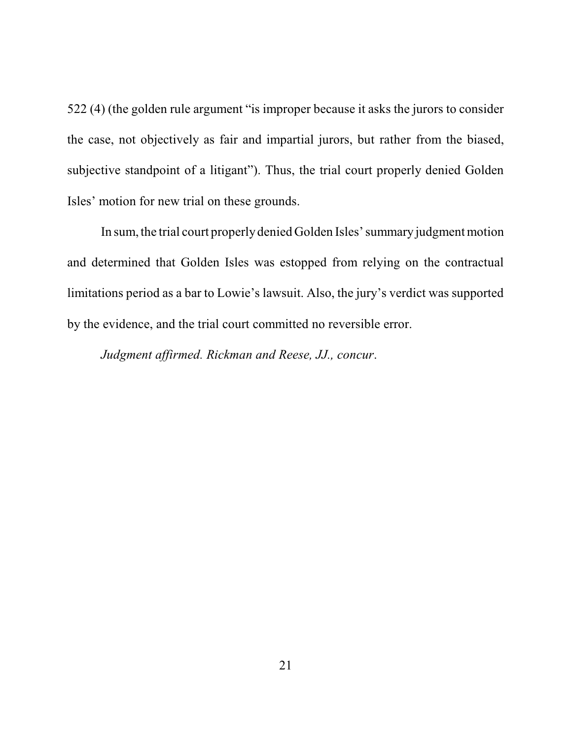522 (4) (the golden rule argument "is improper because it asks the jurors to consider the case, not objectively as fair and impartial jurors, but rather from the biased, subjective standpoint of a litigant"). Thus, the trial court properly denied Golden Isles' motion for new trial on these grounds.

In sum, the trial court properly denied Golden Isles' summary judgment motion and determined that Golden Isles was estopped from relying on the contractual limitations period as a bar to Lowie's lawsuit. Also, the jury's verdict was supported by the evidence, and the trial court committed no reversible error.

*Judgment affirmed. Rickman and Reese, JJ., concur*.